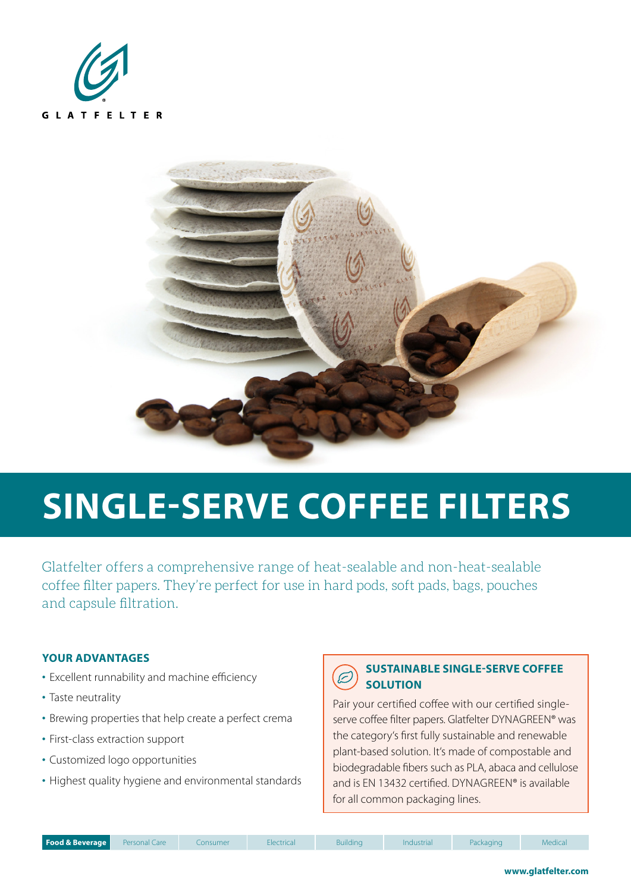GLATFELTER

# SINGLE-SERVE COFFEE FILTERS

Glatfelter offers a comprehensive range of heat-sealable and non-heat-sealable coffee filter papers. They're perfect for use in hard pods, soft pads, bags, pouches and capsule filtration.

## YOUR ADVANTAGES

- Excellent runnability and machine efficiency
- Taste neutrality
- Brewing properties that help create a perfect crema
- First-class extraction support
- Customized logo opportunities
- Highest quality hygiene and environmental standards

## SUSTAINABLE SINGLE-SERVE COFFEE SOLUTION

Pair your certified coffee with our certified single-serve coffee filter papers. Glatfelter DYNAGREEN® was the category's first fully sustainable and renewable plant-based solution. It's made of compostable and biodegradable fibers such as PLA, abaca and cellulose and is EN 13432 certified. DYNAGREEN® is available for all common packaging lines.

**Food & Beverage** | Personal Care | Consumer | Electrical | Building | Industrial | Packaging | Medical

**www.glatfelter.com**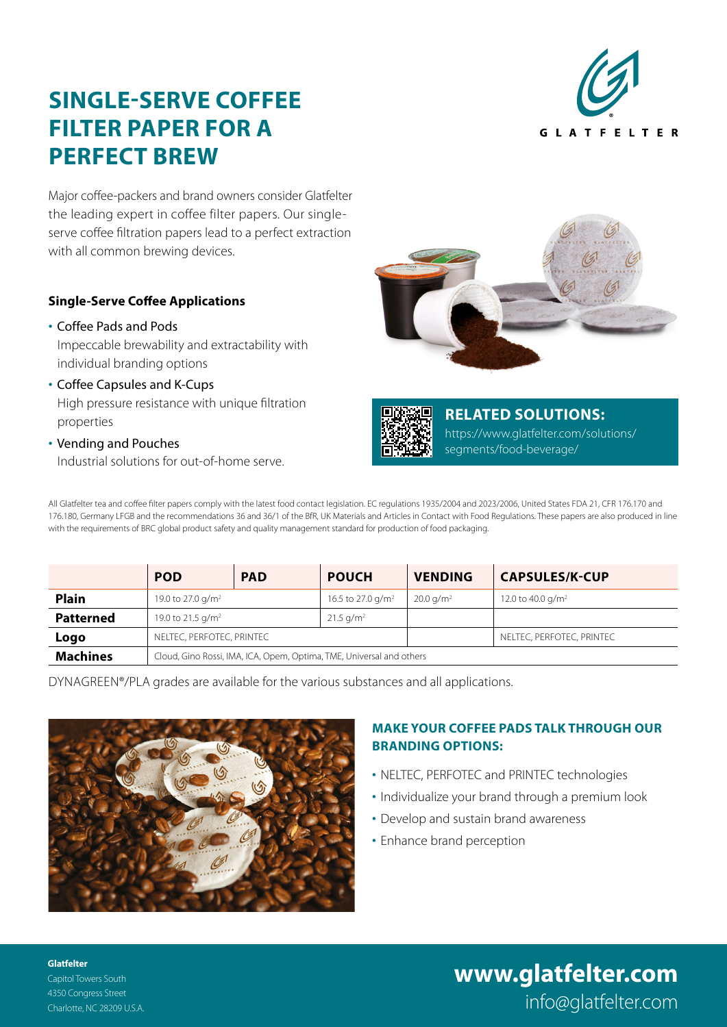# SINGLE-SERVE COFFEE FILTER PAPER FOR A PERFECT BREW

GLATFELTER

Major coffee-packers and brand owners consider Glatfelter the leading expert in coffee filter papers. Our single-serve coffee filtration papers lead to a perfect extraction with all common brewing devices.

### Single-Serve Coffee Applications

- Coffee Pads and Pods
  Impeccable brewability and extractability with individual branding options
- Coffee Capsules and K-Cups
  High pressure resistance with unique filtration properties
- Vending and Pouches
  Industrial solutions for out-of-home serve.

**RELATED SOLUTIONS:**
https://www.glatfelter.com/solutions/segments/food-beverage/

All Glatfelter tea and coffee filter papers comply with the latest food contact legislation. EC regulations 1935/2004 and 2023/2006, United States FDA 21, CFR 176.170 and 176.180, Germany LFGB and the recommendations 36 and 36/1 of the BfR, UK Materials and Articles in Contact with Food Regulations. These papers are also produced in line with the requirements of BRC global product safety and quality management standard for production of food packaging.

| | POD | PAD | POUCH | VENDING | CAPSULES/K-CUP |
|---|---|---|---|---|---|
| **Plain** | 19.0 to 27.0 g/m² | | 16.5 to 27.0 g/m² | 20.0 g/m² | 12.0 to 40.0 g/m² |
| **Patterned** | 19.0 to 21.5 g/m² | | 21.5 g/m² | | |
| **Logo** | NELTEC, PERFOTEC, PRINTEC | | | | NELTEC, PERFOTEC, PRINTEC |
| **Machines** | Cloud, Gino Rossi, IMA, ICA, Opem, Optima, TME, Universal and others | | | | |

DYNAGREEN®/PLA grades are available for the various substances and all applications.

### MAKE YOUR COFFEE PADS TALK THROUGH OUR BRANDING OPTIONS:

- NELTEC, PERFOTEC and PRINTEC technologies
- Individualize your brand through a premium look
- Develop and sustain brand awareness
- Enhance brand perception

**Glatfelter**
Capitol Towers South
4350 Congress Street
Charlotte, NC 28209 U.S.A.

**www.glatfelter.com**
info@glatfelter.com